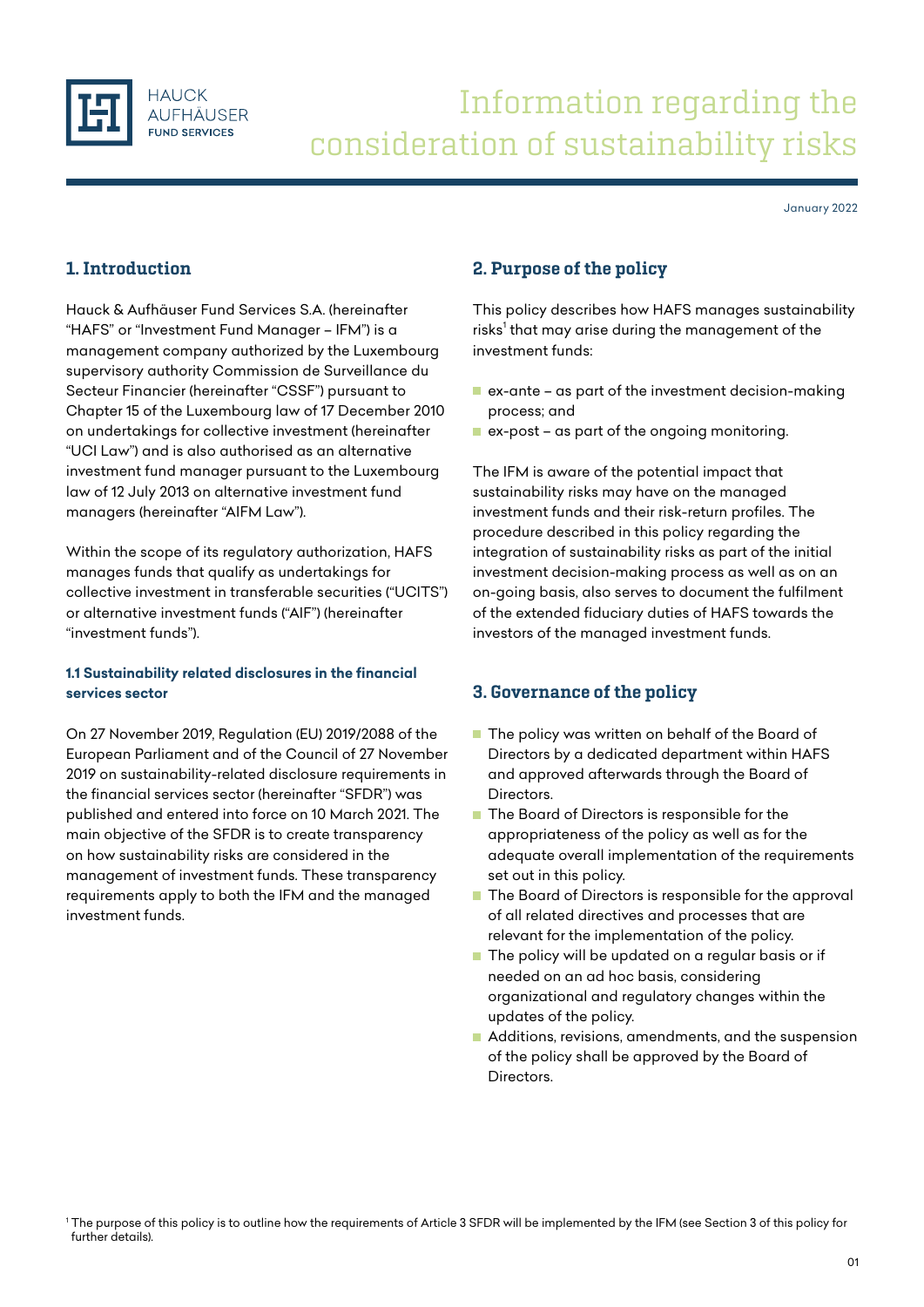HAUCK AUFHÄUSER FUND SERVICES

# Information regarding the consideration of sustainability risks

January 2022

## 1. Introduction

Hauck & Aufhäuser Fund Services S.A. (hereinafter "HAFS" or "Investment Fund Manager – IFM") is a management company authorized by the Luxembourg supervisory authority Commission de Surveillance du Secteur Financier (hereinafter "CSSF") pursuant to Chapter 15 of the Luxembourg law of 17 December 2010 on undertakings for collective investment (hereinafter "UCI Law") and is also authorised as an alternative investment fund manager pursuant to the Luxembourg law of 12 July 2013 on alternative investment fund managers (hereinafter "AIFM Law").

Within the scope of its regulatory authorization, HAFS manages funds that qualify as undertakings for collective investment in transferable securities ("UCITS") or alternative investment funds ("AIF") (hereinafter "investment funds").

### 1.1 Sustainability related disclosures in the financial services sector

On 27 November 2019, Regulation (EU) 2019/2088 of the European Parliament and of the Council of 27 November 2019 on sustainability-related disclosure requirements in the financial services sector (hereinafter "SFDR") was published and entered into force on 10 March 2021. The main objective of the SFDR is to create transparency on how sustainability risks are considered in the management of investment funds. These transparency requirements apply to both the IFM and the managed investment funds.

## 2. Purpose of the policy

This policy describes how HAFS manages sustainability risks[1] that may arise during the management of the investment funds:

- ex-ante – as part of the investment decision-making process; and
- ex-post – as part of the ongoing monitoring.

The IFM is aware of the potential impact that sustainability risks may have on the managed investment funds and their risk-return profiles. The procedure described in this policy regarding the integration of sustainability risks as part of the initial investment decision-making process as well as on an on-going basis, also serves to document the fulfilment of the extended fiduciary duties of HAFS towards the investors of the managed investment funds.

## 3. Governance of the policy

- The policy was written on behalf of the Board of Directors by a dedicated department within HAFS and approved afterwards through the Board of Directors.
- The Board of Directors is responsible for the appropriateness of the policy as well as for the adequate overall implementation of the requirements set out in this policy.
- The Board of Directors is responsible for the approval of all related directives and processes that are relevant for the implementation of the policy.
- The policy will be updated on a regular basis or if needed on an ad hoc basis, considering organizational and regulatory changes within the updates of the policy.
- Additions, revisions, amendments, and the suspension of the policy shall be approved by the Board of Directors.

[1] The purpose of this policy is to outline how the requirements of Article 3 SFDR will be implemented by the IFM (see Section 3 of this policy for further details).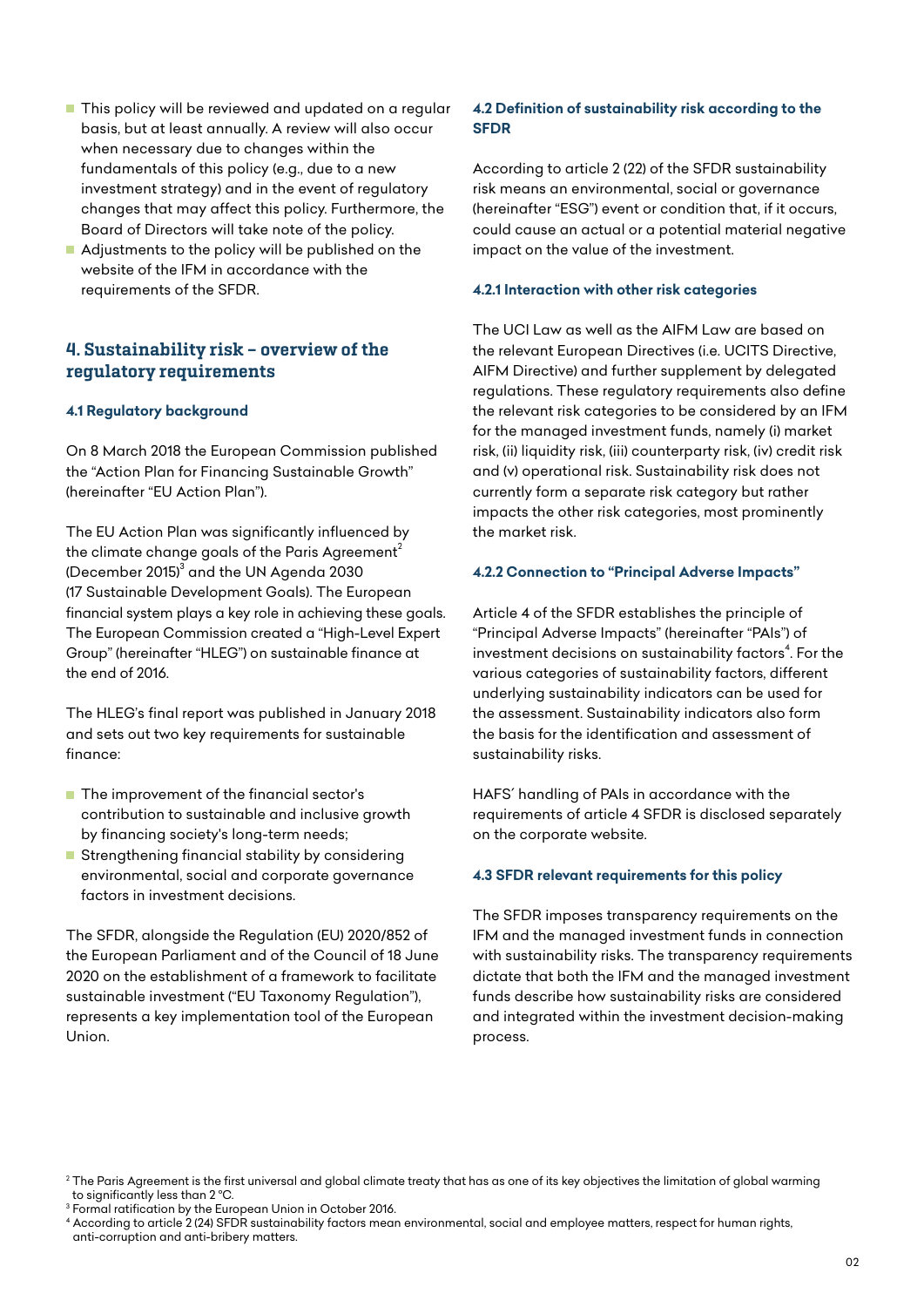- This policy will be reviewed and updated on a regular basis, but at least annually. A review will also occur when necessary due to changes within the fundamentals of this policy (e.g., due to a new investment strategy) and in the event of regulatory changes that may affect this policy. Furthermore, the Board of Directors will take note of the policy.
- Adjustments to the policy will be published on the website of the IFM in accordance with the requirements of the SFDR.

## 4. Sustainability risk – overview of the regulatory requirements

### 4.1 Regulatory background

On 8 March 2018 the European Commission published the "Action Plan for Financing Sustainable Growth" (hereinafter "EU Action Plan").

The EU Action Plan was significantly influenced by the climate change goals of the Paris Agreement[2] (December 2015)[3] and the UN Agenda 2030 (17 Sustainable Development Goals). The European financial system plays a key role in achieving these goals. The European Commission created a "High-Level Expert Group" (hereinafter "HLEG") on sustainable finance at the end of 2016.

The HLEG's final report was published in January 2018 and sets out two key requirements for sustainable finance:

- The improvement of the financial sector's contribution to sustainable and inclusive growth by financing society's long-term needs;
- Strengthening financial stability by considering environmental, social and corporate governance factors in investment decisions.

The SFDR, alongside the Regulation (EU) 2020/852 of the European Parliament and of the Council of 18 June 2020 on the establishment of a framework to facilitate sustainable investment ("EU Taxonomy Regulation"), represents a key implementation tool of the European Union.

### 4.2 Definition of sustainability risk according to the SFDR

According to article 2 (22) of the SFDR sustainability risk means an environmental, social or governance (hereinafter "ESG") event or condition that, if it occurs, could cause an actual or a potential material negative impact on the value of the investment.

#### 4.2.1 Interaction with other risk categories

The UCI Law as well as the AIFM Law are based on the relevant European Directives (i.e. UCITS Directive, AIFM Directive) and further supplement by delegated regulations. These regulatory requirements also define the relevant risk categories to be considered by an IFM for the managed investment funds, namely (i) market risk, (ii) liquidity risk, (iii) counterparty risk, (iv) credit risk and (v) operational risk. Sustainability risk does not currently form a separate risk category but rather impacts the other risk categories, most prominently the market risk.

#### 4.2.2 Connection to "Principal Adverse Impacts"

Article 4 of the SFDR establishes the principle of "Principal Adverse Impacts" (hereinafter "PAIs") of investment decisions on sustainability factors[4]. For the various categories of sustainability factors, different underlying sustainability indicators can be used for the assessment. Sustainability indicators also form the basis for the identification and assessment of sustainability risks.

HAFS´ handling of PAIs in accordance with the requirements of article 4 SFDR is disclosed separately on the corporate website.

### 4.3 SFDR relevant requirements for this policy

The SFDR imposes transparency requirements on the IFM and the managed investment funds in connection with sustainability risks. The transparency requirements dictate that both the IFM and the managed investment funds describe how sustainability risks are considered and integrated within the investment decision-making process.

---

[2] The Paris Agreement is the first universal and global climate treaty that has as one of its key objectives the limitation of global warming to significantly less than 2 °C.

[3] Formal ratification by the European Union in October 2016.

[4] According to article 2 (24) SFDR sustainability factors mean environmental, social and employee matters, respect for human rights, anti-corruption and anti-bribery matters.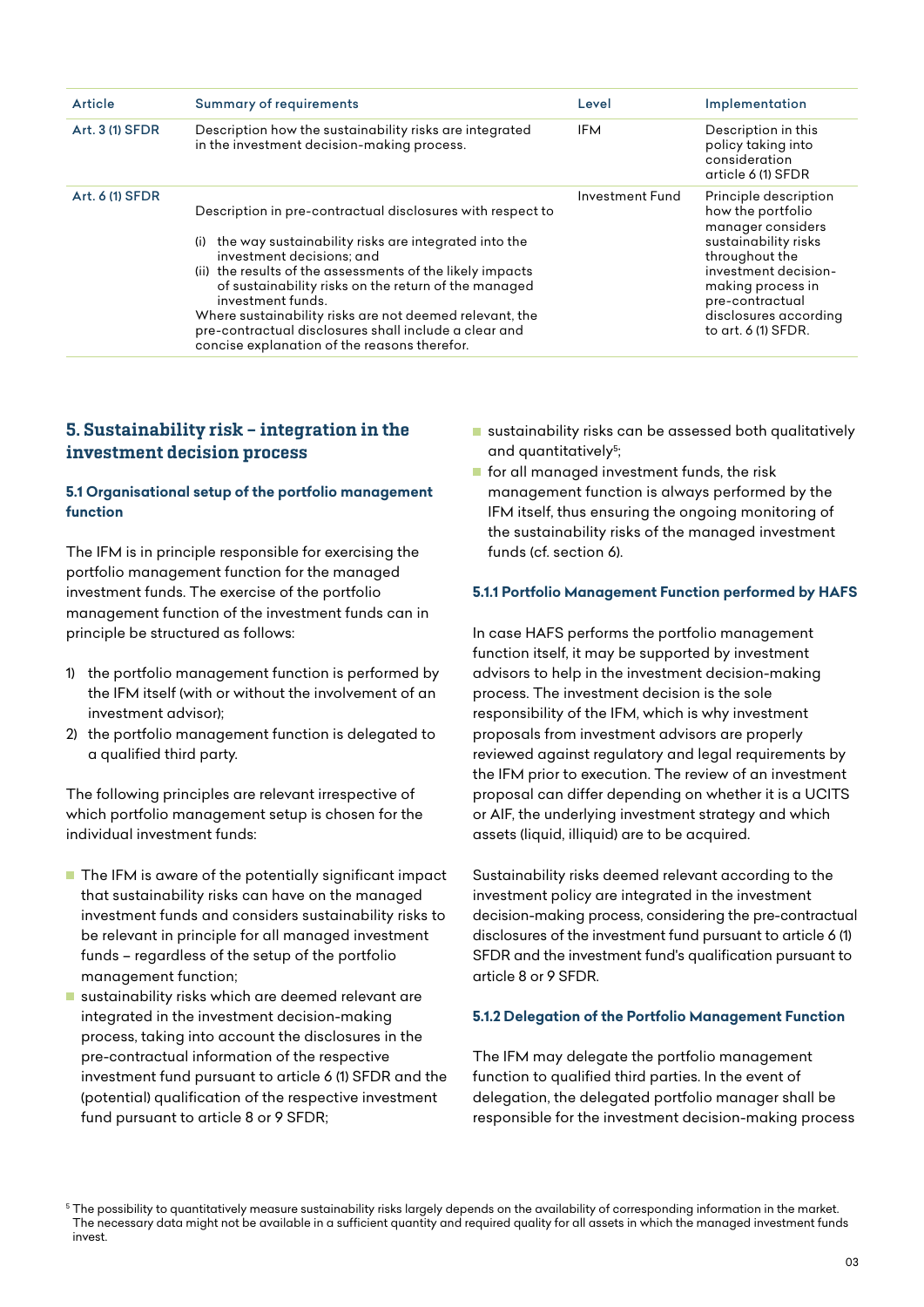| Article | Summary of requirements | Level | Implementation |
|---|---|---|---|
| Art. 3 (1) SFDR | Description how the sustainability risks are integrated in the investment decision-making process. | IFM | Description in this policy taking into consideration article 6 (1) SFDR |
| Art. 6 (1) SFDR | Description in pre-contractual disclosures with respect to<br>(i) the way sustainability risks are integrated into the investment decisions; and<br>(ii) the results of the assessments of the likely impacts of sustainability risks on the return of the managed investment funds.<br>Where sustainability risks are not deemed relevant, the pre-contractual disclosures shall include a clear and concise explanation of the reasons therefor. | Investment Fund | Principle description how the portfolio manager considers sustainability risks throughout the investment decision-making process in pre-contractual disclosures according to art. 6 (1) SFDR. |

## 5. Sustainability risk – integration in the investment decision process

### 5.1 Organisational setup of the portfolio management function

The IFM is in principle responsible for exercising the portfolio management function for the managed investment funds. The exercise of the portfolio management function of the investment funds can in principle be structured as follows:

1) the portfolio management function is performed by the IFM itself (with or without the involvement of an investment advisor);
2) the portfolio management function is delegated to a qualified third party.

The following principles are relevant irrespective of which portfolio management setup is chosen for the individual investment funds:

- The IFM is aware of the potentially significant impact that sustainability risks can have on the managed investment funds and considers sustainability risks to be relevant in principle for all managed investment funds – regardless of the setup of the portfolio management function;
- sustainability risks which are deemed relevant are integrated in the investment decision-making process, taking into account the disclosures in the pre-contractual information of the respective investment fund pursuant to article 6 (1) SFDR and the (potential) qualification of the respective investment fund pursuant to article 8 or 9 SFDR;
- sustainability risks can be assessed both qualitatively and quantitatively[5];
- for all managed investment funds, the risk management function is always performed by the IFM itself, thus ensuring the ongoing monitoring of the sustainability risks of the managed investment funds (cf. section 6).

#### 5.1.1 Portfolio Management Function performed by HAFS

In case HAFS performs the portfolio management function itself, it may be supported by investment advisors to help in the investment decision-making process. The investment decision is the sole responsibility of the IFM, which is why investment proposals from investment advisors are properly reviewed against regulatory and legal requirements by the IFM prior to execution. The review of an investment proposal can differ depending on whether it is a UCITS or AIF, the underlying investment strategy and which assets (liquid, illiquid) are to be acquired.

Sustainability risks deemed relevant according to the investment policy are integrated in the investment decision-making process, considering the pre-contractual disclosures of the investment fund pursuant to article 6 (1) SFDR and the investment fund's qualification pursuant to article 8 or 9 SFDR.

#### 5.1.2 Delegation of the Portfolio Management Function

The IFM may delegate the portfolio management function to qualified third parties. In the event of delegation, the delegated portfolio manager shall be responsible for the investment decision-making process

[5] The possibility to quantitatively measure sustainability risks largely depends on the availability of corresponding information in the market. The necessary data might not be available in a sufficient quantity and required quality for all assets in which the managed investment funds invest.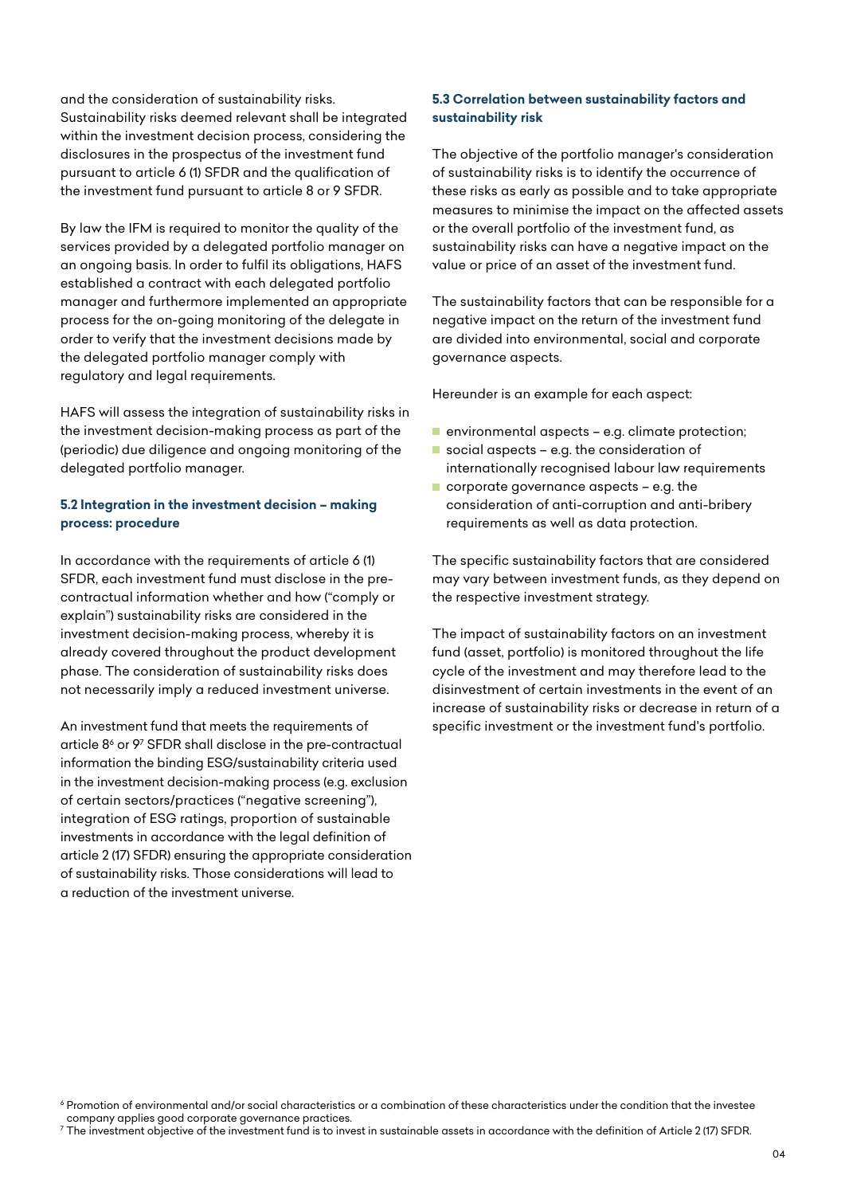and the consideration of sustainability risks. Sustainability risks deemed relevant shall be integrated within the investment decision process, considering the disclosures in the prospectus of the investment fund pursuant to article 6 (1) SFDR and the qualification of the investment fund pursuant to article 8 or 9 SFDR.

By law the IFM is required to monitor the quality of the services provided by a delegated portfolio manager on an ongoing basis. In order to fulfil its obligations, HAFS established a contract with each delegated portfolio manager and furthermore implemented an appropriate process for the on-going monitoring of the delegate in order to verify that the investment decisions made by the delegated portfolio manager comply with regulatory and legal requirements.

HAFS will assess the integration of sustainability risks in the investment decision-making process as part of the (periodic) due diligence and ongoing monitoring of the delegated portfolio manager.

### 5.2 Integration in the investment decision – making process: procedure

In accordance with the requirements of article 6 (1) SFDR, each investment fund must disclose in the pre-contractual information whether and how ("comply or explain") sustainability risks are considered in the investment decision-making process, whereby it is already covered throughout the product development phase. The consideration of sustainability risks does not necessarily imply a reduced investment universe.

An investment fund that meets the requirements of article 8[6] or 9[7] SFDR shall disclose in the pre-contractual information the binding ESG/sustainability criteria used in the investment decision-making process (e.g. exclusion of certain sectors/practices ("negative screening"), integration of ESG ratings, proportion of sustainable investments in accordance with the legal definition of article 2 (17) SFDR) ensuring the appropriate consideration of sustainability risks. Those considerations will lead to a reduction of the investment universe.

### 5.3 Correlation between sustainability factors and sustainability risk

The objective of the portfolio manager's consideration of sustainability risks is to identify the occurrence of these risks as early as possible and to take appropriate measures to minimise the impact on the affected assets or the overall portfolio of the investment fund, as sustainability risks can have a negative impact on the value or price of an asset of the investment fund.

The sustainability factors that can be responsible for a negative impact on the return of the investment fund are divided into environmental, social and corporate governance aspects.

Hereunder is an example for each aspect:

- environmental aspects – e.g. climate protection;
- social aspects – e.g. the consideration of internationally recognised labour law requirements
- corporate governance aspects – e.g. the consideration of anti-corruption and anti-bribery requirements as well as data protection.

The specific sustainability factors that are considered may vary between investment funds, as they depend on the respective investment strategy.

The impact of sustainability factors on an investment fund (asset, portfolio) is monitored throughout the life cycle of the investment and may therefore lead to the disinvestment of certain investments in the event of an increase of sustainability risks or decrease in return of a specific investment or the investment fund's portfolio.

[6] Promotion of environmental and/or social characteristics or a combination of these characteristics under the condition that the investee company applies good corporate governance practices.
[7] The investment objective of the investment fund is to invest in sustainable assets in accordance with the definition of Article 2 (17) SFDR.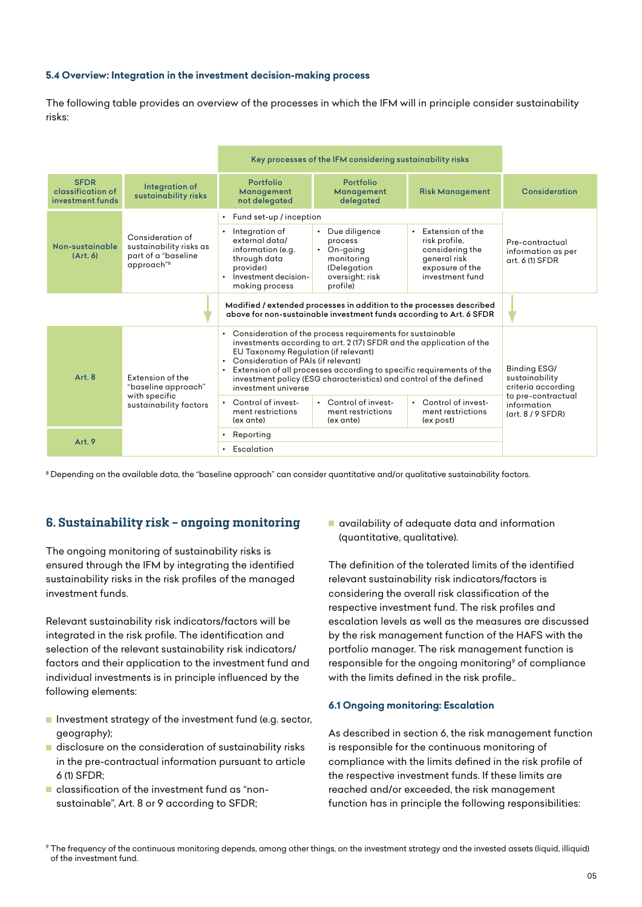### 5.4 Overview: Integration in the investment decision-making process

The following table provides an overview of the processes in which the IFM will in principle consider sustainability risks:

| | | Key processes of the IFM considering sustainability risks | | | |
|---|---|---|---|---|---|
| SFDR classification of investment funds | Integration of sustainability risks | Portfolio Management not delegated | Portfolio Management delegated | Risk Management | Consideration |
| Non-sustainable (Art. 6) | Consideration of sustainability risks as part of a "baseline approach"[8] | • Fund set-up / inception | | | Pre-contractual information as per art. 6 (1) SFDR |
| | | • Integration of external data/ information (e.g. through data provider)<br>• Investment decision-making process | • Due diligence process<br>• On-going monitoring (Delegation oversight; risk profile) | • Extension of the risk profile, considering the general risk exposure of the investment fund | |
| | | Modified / extended processes in addition to the processes described above for non-sustainable investment funds according to Art. 6 SFDR | | | |
| Art. 8 | Extension of the "baseline approach" with specific sustainability factors | • Consideration of the process requirements for sustainable investments according to art. 2 (17) SFDR and the application of the EU Taxonomy Regulation (if relevant)<br>• Consideration of PAIs (if relevant)<br>• Extension of all processes according to specific requirements of the investment policy (ESG characteristics) and control of the defined investment universe | | | Binding ESG/ sustainability criteria according to pre-contractual information (art. 8 / 9 SFDR) |
| | | • Control of investment restrictions (ex ante) | • Control of investment restrictions (ex ante) | • Control of investment restrictions (ex post) | |
| Art. 9 | | • Reporting | | | |
| | | • Escalation | | | |

[8] Depending on the available data, the "baseline approach" can consider quantitative and/or qualitative sustainability factors.

## 6. Sustainability risk – ongoing monitoring

The ongoing monitoring of sustainability risks is ensured through the IFM by integrating the identified sustainability risks in the risk profiles of the managed investment funds.

Relevant sustainability risk indicators/factors will be integrated in the risk profile. The identification and selection of the relevant sustainability risk indicators/ factors and their application to the investment fund and individual investments is in principle influenced by the following elements:

- Investment strategy of the investment fund (e.g. sector, geography);
- disclosure on the consideration of sustainability risks in the pre-contractual information pursuant to article 6 (1) SFDR;
- classification of the investment fund as "non-sustainable", Art. 8 or 9 according to SFDR;
- availability of adequate data and information (quantitative, qualitative).

The definition of the tolerated limits of the identified relevant sustainability risk indicators/factors is considering the overall risk classification of the respective investment fund. The risk profiles and escalation levels as well as the measures are discussed by the risk management function of the HAFS with the portfolio manager. The risk management function is responsible for the ongoing monitoring[9] of compliance with the limits defined in the risk profile..

### 6.1 Ongoing monitoring: Escalation

As described in section 6, the risk management function is responsible for the continuous monitoring of compliance with the limits defined in the risk profile of the respective investment funds. If these limits are reached and/or exceeded, the risk management function has in principle the following responsibilities:

[9] The frequency of the continuous monitoring depends, among other things, on the investment strategy and the invested assets (liquid, illiquid) of the investment fund.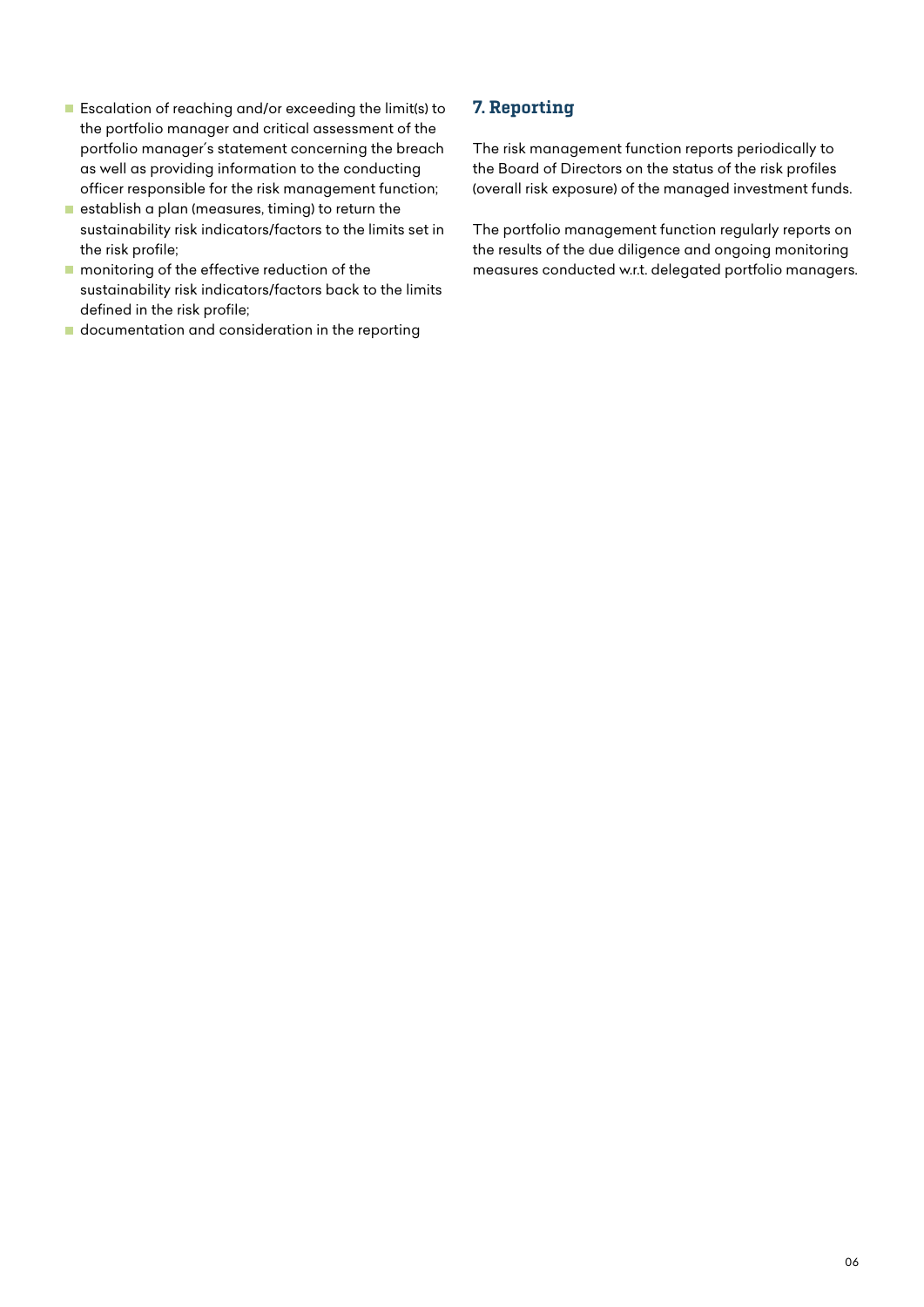- Escalation of reaching and/or exceeding the limit(s) to the portfolio manager and critical assessment of the portfolio manager's statement concerning the breach as well as providing information to the conducting officer responsible for the risk management function;
- establish a plan (measures, timing) to return the sustainability risk indicators/factors to the limits set in the risk profile;
- monitoring of the effective reduction of the sustainability risk indicators/factors back to the limits defined in the risk profile;
- documentation and consideration in the reporting

## 7. Reporting

The risk management function reports periodically to the Board of Directors on the status of the risk profiles (overall risk exposure) of the managed investment funds.

The portfolio management function regularly reports on the results of the due diligence and ongoing monitoring measures conducted w.r.t. delegated portfolio managers.